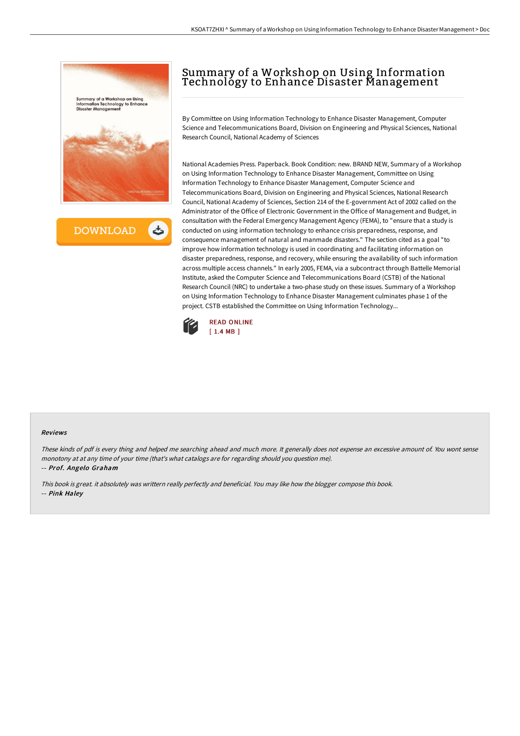# Summary of a Workshop on Using Information Technology to Enhance Disaster Management

By Committee on Using Information Technology to Enhance Disaster Management, Computer Science and Telecommunications Board, Division on Engineering and Physical Sciences, National Research Council, National Academy of Sciences

National Academies Press. Paperback. Book Condition: new. BRAND NEW, Summary of a Workshop on Using Information Technology to Enhance Disaster Management, Committee on Using Information Technology to Enhance Disaster Management, Computer Science and Telecommunications Board, Division on Engineering and Physical Sciences, National Research Council, National Academy of Sciences, Section 214 of the E-government Act of 2002 called on the Administrator of the Office of Electronic Government in the Office of Management and Budget, in consultation with the Federal Emergency Management Agency (FEMA), to "ensure that a study is conducted on using information technology to enhance crisis preparedness, response, and consequence management of natural and manmade disasters." The section cited as a goal "to improve how information technology is used in coordinating and facilitating information on disaster preparedness, response, and recovery, while ensuring the availability of such information across multiple access channels." In early 2005, FEMA, via a subcontract through Battelle Memorial Institute, asked the Computer Science and Telecommunications Board (CSTB) of the National Research Council (NRC) to undertake a two-phase study on these issues. Summary of a Workshop on Using Information Technology to Enhance Disaster Management culminates phase 1 of the project. CSTB established the Committee on Using Information Technology...

READ ONLINE
[ 1.4 MB ]

### Reviews

*These kinds of pdf is every thing and helped me searching ahead and much more. It generally does not expense an excessive amount of. You wont sense monotony at at any time of your time (that's what catalogs are for regarding should you question me).*

-- *Prof. Angelo Graham*

*This book is great. it absolutely was writtern really perfectly and beneficial. You may like how the blogger compose this book.*

-- *Pink Haley*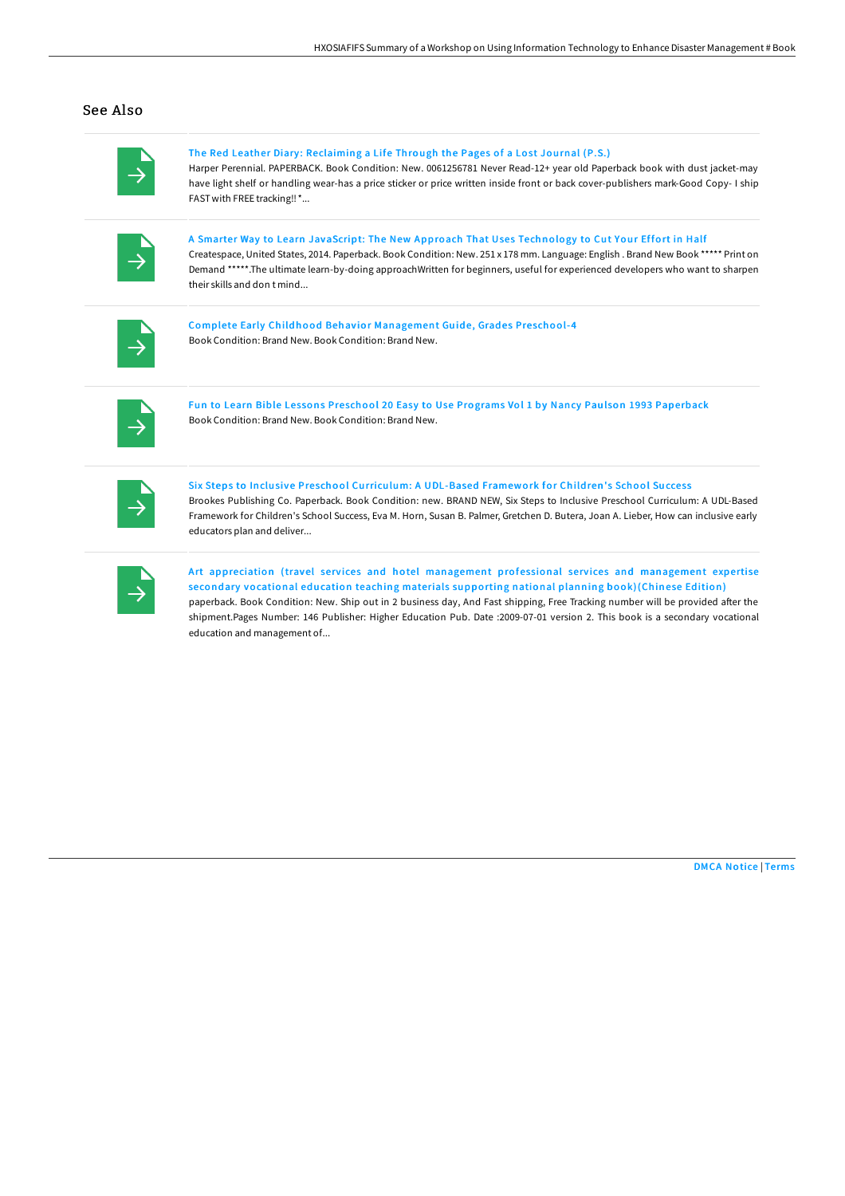## See Also

**The Red Leather Diary: Reclaiming a Life Through the Pages of a Lost Journal (P.S.)**
Harper Perennial. PAPERBACK. Book Condition: New. 0061256781 Never Read-12+ year old Paperback book with dust jacket-may have light shelf or handling wear-has a price sticker or price written inside front or back cover-publishers mark-Good Copy- I ship FAST with FREE tracking!! *...

**A Smarter Way to Learn JavaScript: The New Approach That Uses Technology to Cut Your Effort in Half**
Createspace, United States, 2014. Paperback. Book Condition: New. 251 x 178 mm. Language: English . Brand New Book ***** Print on Demand *****.The ultimate learn-by-doing approachWritten for beginners, useful for experienced developers who want to sharpen their skills and don t mind...

**Complete Early Childhood Behavior Management Guide, Grades Preschool-4**
Book Condition: Brand New. Book Condition: Brand New.

**Fun to Learn Bible Lessons Preschool 20 Easy to Use Programs Vol 1 by Nancy Paulson 1993 Paperback**
Book Condition: Brand New. Book Condition: Brand New.

**Six Steps to Inclusive Preschool Curriculum: A UDL-Based Framework for Children's School Success**
Brookes Publishing Co. Paperback. Book Condition: new. BRAND NEW, Six Steps to Inclusive Preschool Curriculum: A UDL-Based Framework for Children's School Success, Eva M. Horn, Susan B. Palmer, Gretchen D. Butera, Joan A. Lieber, How can inclusive early educators plan and deliver...

**Art appreciation (travel services and hotel management professional services and management expertise secondary vocational education teaching materials supporting national planning book)(Chinese Edition)**
paperback. Book Condition: New. Ship out in 2 business day, And Fast shipping, Free Tracking number will be provided after the shipment.Pages Number: 146 Publisher: Higher Education Pub. Date :2009-07-01 version 2. This book is a secondary vocational education and management of...